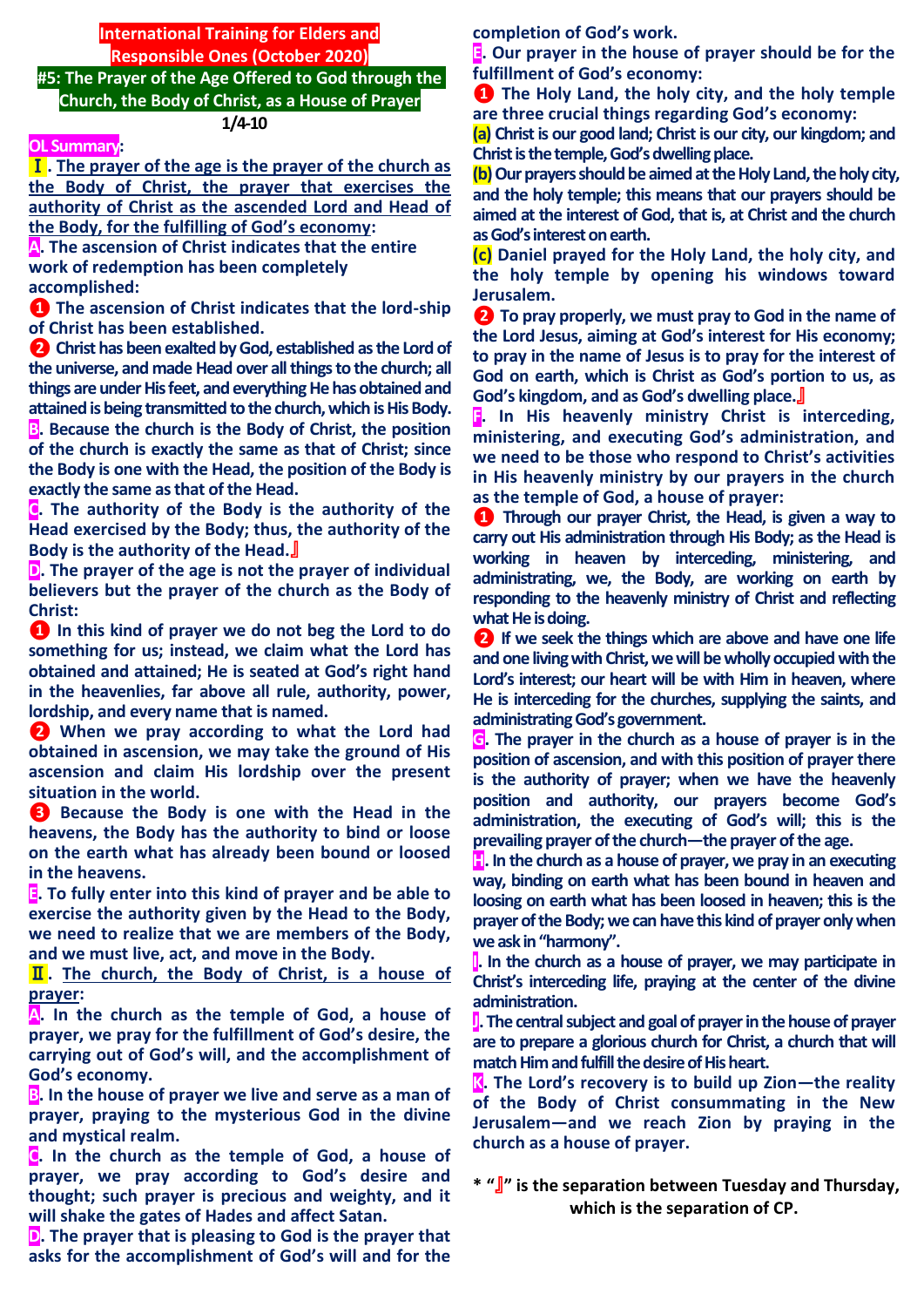# International Training for Elders and Responsible Ones (October 2020)

## #5: The Prayer of the Age Offered to God through the Church, the Body of Christ, as a House of Prayer

**1/4-10**

**OL Summary:**

**Ⅰ. The prayer of the age is the prayer of the church as the Body of Christ, the prayer that exercises the authority of Christ as the ascended Lord and Head of the Body, for the fulfilling of God's economy:**

**A. The ascension of Christ indicates that the entire work of redemption has been completely accomplished:**

**❶ The ascension of Christ indicates that the lord-ship of Christ has been established.**

**❷ Christ has been exalted by God, established as the Lord of the universe, and made Head over all things to the church; all things are under His feet, and everything He has obtained and attained is being transmitted to the church, which is His Body.**

**B. Because the church is the Body of Christ, the position of the church is exactly the same as that of Christ; since the Body is one with the Head, the position of the Body is exactly the same as that of the Head.**

**C. The authority of the Body is the authority of the Head exercised by the Body; thus, the authority of the Body is the authority of the Head.**』

**D. The prayer of the age is not the prayer of individual believers but the prayer of the church as the Body of Christ:**

**❶ In this kind of prayer we do not beg the Lord to do something for us; instead, we claim what the Lord has obtained and attained; He is seated at God's right hand in the heavenlies, far above all rule, authority, power, lordship, and every name that is named.**

**❷ When we pray according to what the Lord had obtained in ascension, we may take the ground of His ascension and claim His lordship over the present situation in the world.**

**❸ Because the Body is one with the Head in the heavens, the Body has the authority to bind or loose on the earth what has already been bound or loosed in the heavens.**

**E. To fully enter into this kind of prayer and be able to exercise the authority given by the Head to the Body, we need to realize that we are members of the Body, and we must live, act, and move in the Body.**

**Ⅱ. The church, the Body of Christ, is a house of prayer:**

**A. In the church as the temple of God, a house of prayer, we pray for the fulfillment of God's desire, the carrying out of God's will, and the accomplishment of God's economy.**

**B. In the house of prayer we live and serve as a man of prayer, praying to the mysterious God in the divine and mystical realm.**

**C. In the church as the temple of God, a house of prayer, we pray according to God's desire and thought; such prayer is precious and weighty, and it will shake the gates of Hades and affect Satan.**

**D. The prayer that is pleasing to God is the prayer that asks for the accomplishment of God's will and for the completion of God's work.**

**E. Our prayer in the house of prayer should be for the fulfillment of God's economy:**

**❶ The Holy Land, the holy city, and the holy temple are three crucial things regarding God's economy:**

**(a) Christ is our good land; Christ is our city, our kingdom; and Christ is the temple, God's dwelling place.**

**(b) Our prayers should be aimed at the Holy Land, the holy city, and the holy temple; this means that our prayers should be aimed at the interest of God, that is, at Christ and the church as God's interest on earth.**

**(c) Daniel prayed for the Holy Land, the holy city, and the holy temple by opening his windows toward Jerusalem.**

**❷ To pray properly, we must pray to God in the name of the Lord Jesus, aiming at God's interest for His economy; to pray in the name of Jesus is to pray for the interest of God on earth, which is Christ as God's portion to us, as God's kingdom, and as God's dwelling place.**』

**F. In His heavenly ministry Christ is interceding, ministering, and executing God's administration, and we need to be those who respond to Christ's activities in His heavenly ministry by our prayers in the church as the temple of God, a house of prayer:**

**❶ Through our prayer Christ, the Head, is given a way to carry out His administration through His Body; as the Head is working in heaven by interceding, ministering, and administrating, we, the Body, are working on earth by responding to the heavenly ministry of Christ and reflecting what He is doing.**

**❷ If we seek the things which are above and have one life and one living with Christ, we will be wholly occupied with the Lord's interest; our heart will be with Him in heaven, where He is interceding for the churches, supplying the saints, and administrating God's government.**

**G. The prayer in the church as a house of prayer is in the position of ascension, and with this position of prayer there is the authority of prayer; when we have the heavenly position and authority, our prayers become God's administration, the executing of God's will; this is the prevailing prayer of the church—the prayer of the age.**

**H. In the church as a house of prayer, we pray in an executing way, binding on earth what has been bound in heaven and loosing on earth what has been loosed in heaven; this is the prayer of the Body; we can have this kind of prayer only when we ask in "harmony".**

**I. In the church as a house of prayer, we may participate in Christ's interceding life, praying at the center of the divine administration.**

**J. The central subject and goal of prayer in the house of prayer are to prepare a glorious church for Christ, a church that will match Him and fulfill the desire of His heart.**

**K. The Lord's recovery is to build up Zion—the reality of the Body of Christ consummating in the New Jerusalem—and we reach Zion by praying in the church as a house of prayer.**

**\* "』" is the separation between Tuesday and Thursday, which is the separation of CP.**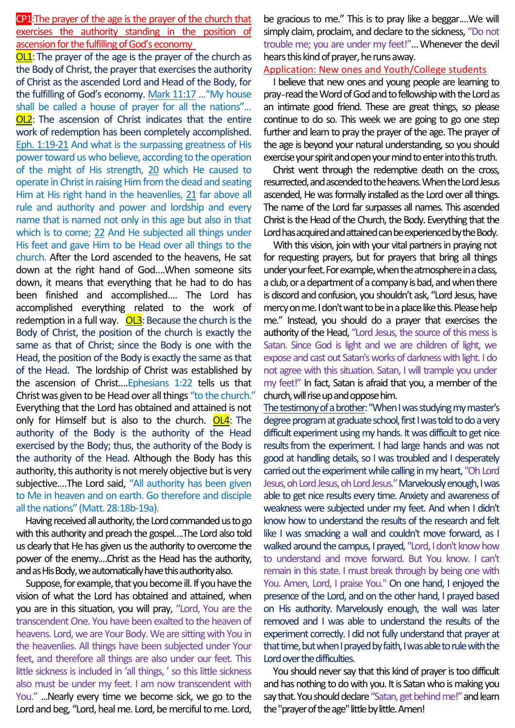**CP1**: The prayer of the age is the prayer of the church that exercises the authority standing in the position of ascension for the fulfilling of God's economy

**OL1**: The prayer of the age is the prayer of the church as the Body of Christ, the prayer that exercises the authority of Christ as the ascended Lord and Head of the Body, for the fulfilling of God's economy. Mark 11:17 …"My house shall be called a house of prayer for all the nations"…

**OL2**: The ascension of Christ indicates that the entire work of redemption has been completely accomplished. Eph. 1:19-21 And what is the surpassing greatness of His power toward us who believe, according to the operation of the might of His strength, 20 which He caused to operate in Christ in raising Him from the dead and seating Him at His right hand in the heavenlies, 21 far above all rule and authority and power and lordship and every name that is named not only in this age but also in that which is to come; 22 And He subjected all things under His feet and gave Him to be Head over all things to the church. After the Lord ascended to the heavens, He sat down at the right hand of God….When someone sits down, it means that everything that he had to do has been finished and accomplished…. The Lord has accomplished everything related to the work of redemption in a full way. **OL3**: Because the church is the Body of Christ, the position of the church is exactly the same as that of Christ; since the Body is one with the Head, the position of the Body is exactly the same as that of the Head. The lordship of Christ was established by the ascension of Christ….Ephesians 1:22 tells us that Christ was given to be Head over all things "to the church." Everything that the Lord has obtained and attained is not only for Himself but is also to the church. **OL4**: The authority of the Body is the authority of the Head exercised by the Body; thus, the authority of the Body is the authority of the Head. Although the Body has this authority, this authority is not merely objective but is very subjective….The Lord said, "All authority has been given to Me in heaven and on earth. Go therefore and disciple all the nations" (Matt. 28:18b-19a).

Having received all authority, the Lord commanded us to go with this authority and preach the gospel….The Lord also told us clearly that He has given us the authority to overcome the power of the enemy….Christ as the Head has the authority, and as His Body, we automatically have this authority also.

Suppose, for example, that you become ill. If you have the vision of what the Lord has obtained and attained, when you are in this situation, you will pray, "Lord, You are the transcendent One. You have been exalted to the heaven of heavens. Lord, we are Your Body. We are sitting with You in the heavenlies. All things have been subjected under Your feet, and therefore all things are also under our feet. This little sickness is included in 'all things,' so this little sickness also must be under my feet. I am now transcendent with You." …Nearly every time we become sick, we go to the Lord and beg, "Lord, heal me. Lord, be merciful to me. Lord, be gracious to me." This is to pray like a beggar….We will simply claim, proclaim, and declare to the sickness, "Do not trouble me; you are under my feet!"…Whenever the devil hears this kind of prayer, he runs away.

**Application: New ones and Youth/College students**

I believe that new ones and young people are learning to pray-read the Word of God and to fellowship with the Lord as an intimate good friend. These are great things, so please continue to do so. This week we are going to go one step further and learn to pray the prayer of the age. The prayer of the age is beyond your natural understanding, so you should exercise your spirit and open your mind to enter into this truth.

Christ went through the redemptive death on the cross, resurrected, and ascended to the heavens. When the Lord Jesus ascended, He was formally installed as the Lord over all things. The name of the Lord far surpasses all names. This ascended Christ is the Head of the Church, the Body. Everything that the Lord has acquired and attained can be experienced by the Body.

With this vision, join with your vital partners in praying not for requesting prayers, but for prayers that bring all things under your feet. For example, when the atmosphere in a class, a club, or a department of a company is bad, and when there is discord and confusion, you shouldn't ask, "Lord Jesus, have mercy on me. I don't want to be in a place like this. Please help me." Instead, you should do a prayer that exercises the authority of the Head, "Lord Jesus, the source of this mess is Satan. Since God is light and we are children of light, we expose and cast out Satan's works of darkness with light. I do not agree with this situation. Satan, I will trample you under my feet!" In fact, Satan is afraid that you, a member of the church, will rise up and oppose him.

The testimony of a brother: "When I was studying my master's degree program at graduate school, first I was told to do a very difficult experiment using my hands. It was difficult to get nice results from the experiment. I had large hands and was not good at handling details, so I was troubled and I desperately carried out the experiment while calling in my heart, "Oh Lord Jesus, oh Lord Jesus, oh Lord Jesus." Marvelously enough, I was able to get nice results every time. Anxiety and awareness of weakness were subjected under my feet. And when I didn't know how to understand the results of the research and felt like I was smacking a wall and couldn't move forward, as I walked around the campus, I prayed, "Lord, I don't know how to understand and move forward. But You know. I can't remain in this state. I must break through by being one with You. Amen, Lord, I praise You." On one hand, I enjoyed the presence of the Lord, and on the other hand, I prayed based on His authority. Marvelously enough, the wall was later removed and I was able to understand the results of the experiment correctly. I did not fully understand that prayer at that time, but when I prayed by faith, I was able to rule with the Lord over the difficulties.

You should never say that this kind of prayer is too difficult and has nothing to do with you. It is Satan who is making you say that. You should declare "Satan, get behind me!" and learn the "prayer of the age" little by little. Amen!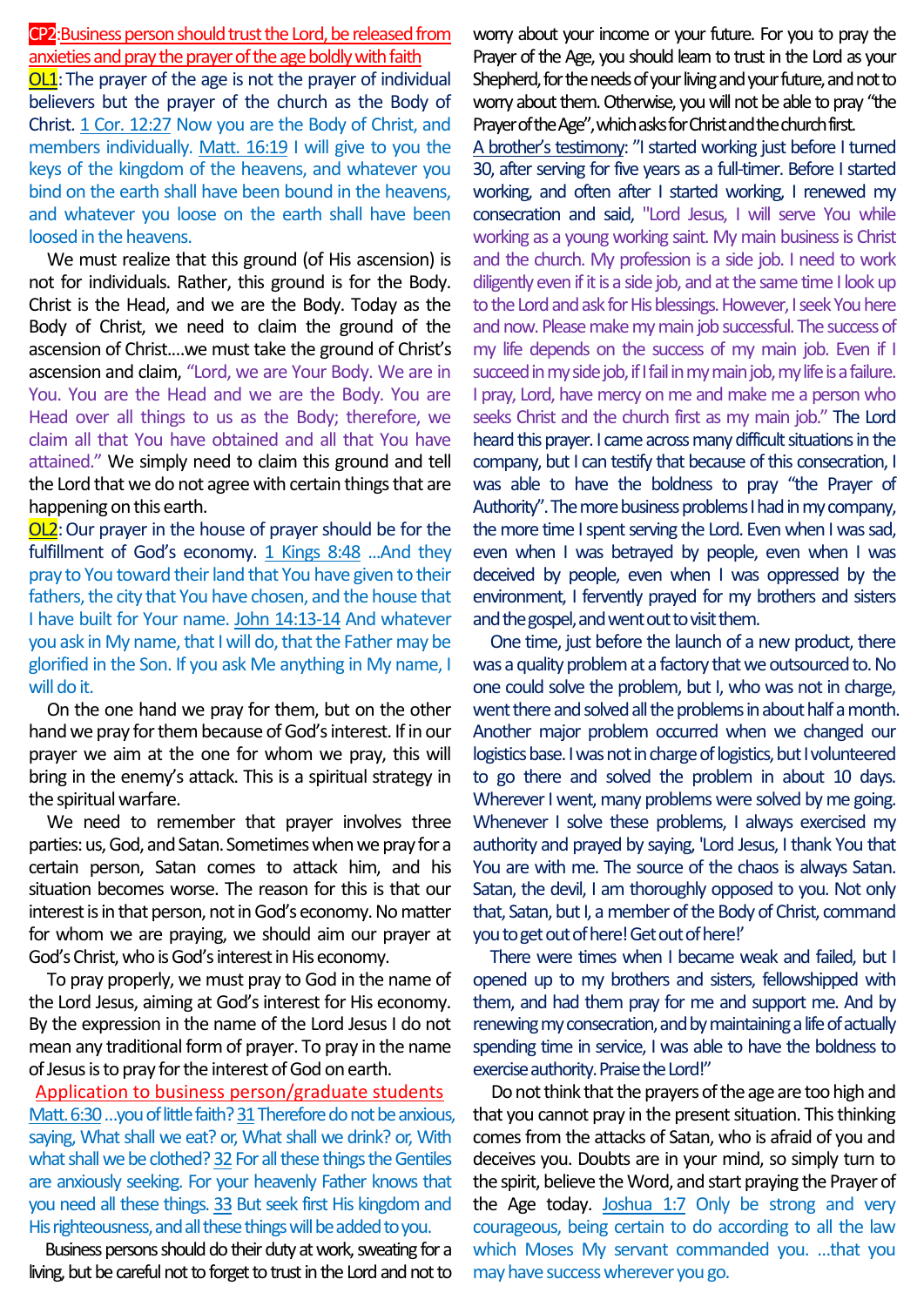**CP2**:Business person should trust the Lord, be released from anxieties and pray the prayer of the age boldly with faith

**OL1**: The prayer of the age is not the prayer of individual believers but the prayer of the church as the Body of Christ. 1 Cor. 12:27 Now you are the Body of Christ, and members individually. Matt. 16:19 I will give to you the keys of the kingdom of the heavens, and whatever you bind on the earth shall have been bound in the heavens, and whatever you loose on the earth shall have been loosed in the heavens.

We must realize that this ground (of His ascension) is not for individuals. Rather, this ground is for the Body. Christ is the Head, and we are the Body. Today as the Body of Christ, we need to claim the ground of the ascension of Christ….we must take the ground of Christ's ascension and claim, "Lord, we are Your Body. We are in You. You are the Head and we are the Body. You are Head over all things to us as the Body; therefore, we claim all that You have obtained and all that You have attained." We simply need to claim this ground and tell the Lord that we do not agree with certain things that are happening on this earth.

**OL2**: Our prayer in the house of prayer should be for the fulfillment of God's economy. 1 Kings 8:48 …And they pray to You toward their land that You have given to their fathers, the city that You have chosen, and the house that I have built for Your name. John 14:13-14 And whatever you ask in My name, that I will do, that the Father may be glorified in the Son. If you ask Me anything in My name, I will do it.

On the one hand we pray for them, but on the other hand we pray for them because of God's interest. If in our prayer we aim at the one for whom we pray, this will bring in the enemy's attack. This is a spiritual strategy in the spiritual warfare.

We need to remember that prayer involves three parties: us, God, and Satan. Sometimes when we pray for a certain person, Satan comes to attack him, and his situation becomes worse. The reason for this is that our interest is in that person, not in God's economy. No matter for whom we are praying, we should aim our prayer at God's Christ, who is God's interest in His economy.

To pray properly, we must pray to God in the name of the Lord Jesus, aiming at God's interest for His economy. By the expression in the name of the Lord Jesus I do not mean any traditional form of prayer. To pray in the name of Jesus is to pray for the interest of God on earth.

Application to business person/graduate students

Matt. 6:30 …you of little faith? 31 Therefore do not be anxious, saying, What shall we eat? or, What shall we drink? or, With what shall we be clothed? 32 For all these things the Gentiles are anxiously seeking. For your heavenly Father knows that you need all these things. 33 But seek first His kingdom and His righteousness, and all these things will be added to you.

Business persons should do their duty at work, sweating for a living, but be careful not to forget to trust in the Lord and not to worry about your income or your future. For you to pray the Prayer of the Age, you should learn to trust in the Lord as your Shepherd, for the needs of your living and your future, and not to worry about them. Otherwise, you will not be able to pray "the Prayer of the Age", which asks for Christ and the church first.

A brother's testimony: "I started working just before I turned 30, after serving for five years as a full-timer. Before I started working, and often after I started working, I renewed my consecration and said, "Lord Jesus, I will serve You while working as a young working saint. My main business is Christ and the church. My profession is a side job. I need to work diligently even if it is a side job, and at the same time I look up to the Lord and ask for His blessings. However, I seek You here and now. Please make my main job successful. The success of my life depends on the success of my main job. Even if I succeed in my side job, if I fail in my main job, my life is a failure. I pray, Lord, have mercy on me and make me a person who seeks Christ and the church first as my main job." The Lord heard this prayer. I came across many difficult situations in the company, but I can testify that because of this consecration, I was able to have the boldness to pray "the Prayer of Authority". The more business problems I had in my company, the more time I spent serving the Lord. Even when I was sad, even when I was betrayed by people, even when I was deceived by people, even when I was oppressed by the environment, I fervently prayed for my brothers and sisters and the gospel, and went out to visit them.

One time, just before the launch of a new product, there was a quality problem at a factory that we outsourced to. No one could solve the problem, but I, who was not in charge, went there and solved all the problems in about half a month. Another major problem occurred when we changed our logistics base. I was not in charge of logistics, but I volunteered to go there and solved the problem in about 10 days. Wherever I went, many problems were solved by me going. Whenever I solve these problems, I always exercised my authority and prayed by saying, 'Lord Jesus, I thank You that You are with me. The source of the chaos is always Satan. Satan, the devil, I am thoroughly opposed to you. Not only that, Satan, but I, a member of the Body of Christ, command you to get out of here! Get out of here!'

There were times when I became weak and failed, but I opened up to my brothers and sisters, fellowshipped with them, and had them pray for me and support me. And by renewing my consecration, and by maintaining a life of actually spending time in service, I was able to have the boldness to exercise authority. Praise the Lord!"

Do not think that the prayers of the age are too high and that you cannot pray in the present situation. This thinking comes from the attacks of Satan, who is afraid of you and deceives you. Doubts are in your mind, so simply turn to the spirit, believe the Word, and start praying the Prayer of the Age today. Joshua 1:7 Only be strong and very courageous, being certain to do according to all the law which Moses My servant commanded you. …that you may have success wherever you go.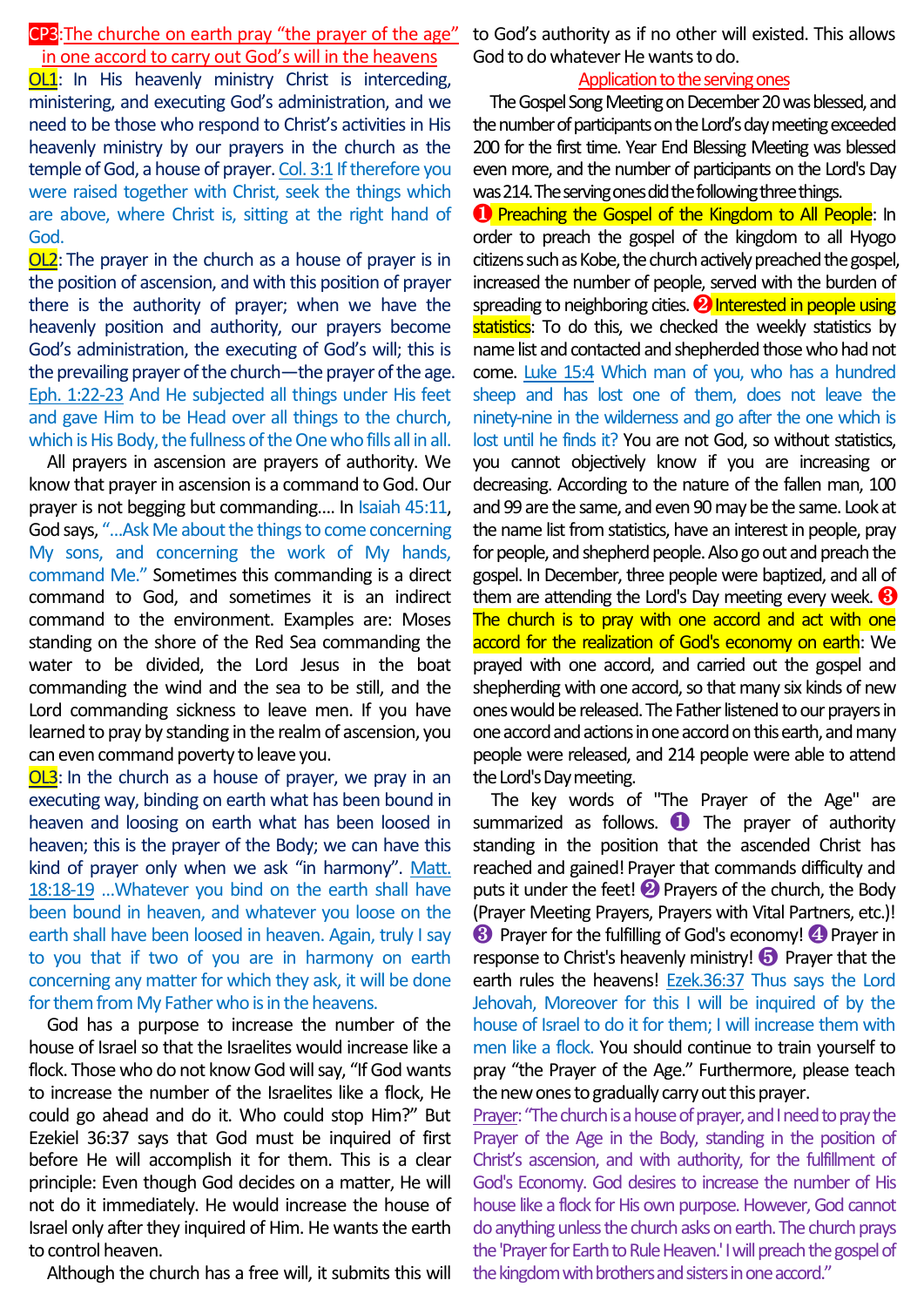**CP3**: The churche on earth pray "the prayer of the age" in one accord to carry out God's will in the heavens

**OL1**: In His heavenly ministry Christ is interceding, ministering, and executing God's administration, and we need to be those who respond to Christ's activities in His heavenly ministry by our prayers in the church as the temple of God, a house of prayer. Col. 3:1 If therefore you were raised together with Christ, seek the things which are above, where Christ is, sitting at the right hand of God.

**OL2**: The prayer in the church as a house of prayer is in the position of ascension, and with this position of prayer there is the authority of prayer; when we have the heavenly position and authority, our prayers become God's administration, the executing of God's will; this is the prevailing prayer of the church—the prayer of the age. Eph. 1:22-23 And He subjected all things under His feet and gave Him to be Head over all things to the church, which is His Body, the fullness of the One who fills all in all.

All prayers in ascension are prayers of authority. We know that prayer in ascension is a command to God. Our prayer is not begging but commanding.... In Isaiah 45:11, God says, "...Ask Me about the things to come concerning My sons, and concerning the work of My hands, command Me." Sometimes this commanding is a direct command to God, and sometimes it is an indirect command to the environment. Examples are: Moses standing on the shore of the Red Sea commanding the water to be divided, the Lord Jesus in the boat commanding the wind and the sea to be still, and the Lord commanding sickness to leave men. If you have learned to pray by standing in the realm of ascension, you can even command poverty to leave you.

**OL3**: In the church as a house of prayer, we pray in an executing way, binding on earth what has been bound in heaven and loosing on earth what has been loosed in heaven; this is the prayer of the Body; we can have this kind of prayer only when we ask "in harmony". Matt. 18:18-19 ...Whatever you bind on the earth shall have been bound in heaven, and whatever you loose on the earth shall have been loosed in heaven. Again, truly I say to you that if two of you are in harmony on earth concerning any matter for which they ask, it will be done for them from My Father who is in the heavens.

God has a purpose to increase the number of the house of Israel so that the Israelites would increase like a flock. Those who do not know God will say, "If God wants to increase the number of the Israelites like a flock, He could go ahead and do it. Who could stop Him?" But Ezekiel 36:37 says that God must be inquired of first before He will accomplish it for them. This is a clear principle: Even though God decides on a matter, He will not do it immediately. He would increase the house of Israel only after they inquired of Him. He wants the earth to control heaven.

Although the church has a free will, it submits this will to God's authority as if no other will existed. This allows God to do whatever He wants to do.

## Application to the serving ones

The Gospel Song Meeting on December 20 was blessed, and the number of participants on the Lord's day meeting exceeded 200 for the first time. Year End Blessing Meeting was blessed even more, and the number of participants on the Lord's Day was 214. The serving ones did the following three things.

❶ **Preaching the Gospel of the Kingdom to All People**: In order to preach the gospel of the kingdom to all Hyogo citizens such as Kobe, the church actively preached the gospel, increased the number of people, served with the burden of spreading to neighboring cities. ❷ **Interested in people using statistics**: To do this, we checked the weekly statistics by name list and contacted and shepherded those who had not come. Luke 15:4 Which man of you, who has a hundred sheep and has lost one of them, does not leave the ninety-nine in the wilderness and go after the one which is lost until he finds it? You are not God, so without statistics, you cannot objectively know if you are increasing or decreasing. According to the nature of the fallen man, 100 and 99 are the same, and even 90 may be the same. Look at the name list from statistics, have an interest in people, pray for people, and shepherd people. Also go out and preach the gospel. In December, three people were baptized, and all of them are attending the Lord's Day meeting every week. ❸ **The church is to pray with one accord and act with one accord for the realization of God's economy on earth**: We prayed with one accord, and carried out the gospel and shepherding with one accord, so that many six kinds of new ones would be released. The Father listened to our prayers in one accord and actions in one accord on this earth, and many people were released, and 214 people were able to attend the Lord's Day meeting.

The key words of "The Prayer of the Age" are summarized as follows. ❶ The prayer of authority standing in the position that the ascended Christ has reached and gained! Prayer that commands difficulty and puts it under the feet! ❷ Prayers of the church, the Body (Prayer Meeting Prayers, Prayers with Vital Partners, etc.)! ❸ Prayer for the fulfilling of God's economy! ❹ Prayer in response to Christ's heavenly ministry! ❺ Prayer that the earth rules the heavens! Ezek.36:37 Thus says the Lord Jehovah, Moreover for this I will be inquired of by the house of Israel to do it for them; I will increase them with men like a flock. You should continue to train yourself to pray "the Prayer of the Age." Furthermore, please teach the new ones to gradually carry out this prayer.

Prayer: "The church is a house of prayer, and I need to pray the Prayer of the Age in the Body, standing in the position of Christ's ascension, and with authority, for the fulfillment of God's Economy. God desires to increase the number of His house like a flock for His own purpose. However, God cannot do anything unless the church asks on earth. The church prays the 'Prayer for Earth to Rule Heaven.' I will preach the gospel of the kingdom with brothers and sisters in one accord."